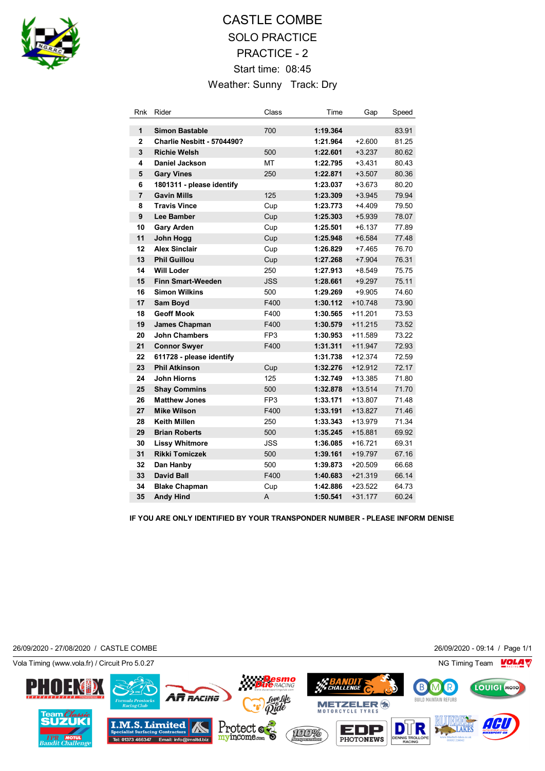# CASTLE COMBE

## SOLO PRACTICE

## PRACTICE - 2

Start time: 08:45

Weather: Sunny Track: Dry

| Rnk | Rider | Class | Time | Gap | Speed |
|---|---|---|---|---|---|
| 1 | **Simon Bastable** | 700 | **1:19.364** | | 83.91 |
| 2 | **Charlie Nesbitt - 5704490?** | | **1:21.964** | +2.600 | 81.25 |
| 3 | **Richie Welsh** | 500 | **1:22.601** | +3.237 | 80.62 |
| 4 | **Daniel Jackson** | MT | **1:22.795** | +3.431 | 80.43 |
| 5 | **Gary Vines** | 250 | **1:22.871** | +3.507 | 80.36 |
| 6 | **1801311 - please identify** | | **1:23.037** | +3.673 | 80.20 |
| 7 | **Gavin Mills** | 125 | **1:23.309** | +3.945 | 79.94 |
| 8 | **Travis Vince** | Cup | **1:23.773** | +4.409 | 79.50 |
| 9 | **Lee Bamber** | Cup | **1:25.303** | +5.939 | 78.07 |
| 10 | **Gary Arden** | Cup | **1:25.501** | +6.137 | 77.89 |
| 11 | **John Hogg** | Cup | **1:25.948** | +6.584 | 77.48 |
| 12 | **Alex Sinclair** | Cup | **1:26.829** | +7.465 | 76.70 |
| 13 | **Phil Guillou** | Cup | **1:27.268** | +7.904 | 76.31 |
| 14 | **Will Loder** | 250 | **1:27.913** | +8.549 | 75.75 |
| 15 | **Finn Smart-Weeden** | JSS | **1:28.661** | +9.297 | 75.11 |
| 16 | **Simon Wilkins** | 500 | **1:29.269** | +9.905 | 74.60 |
| 17 | **Sam Boyd** | F400 | **1:30.112** | +10.748 | 73.90 |
| 18 | **Geoff Mook** | F400 | **1:30.565** | +11.201 | 73.53 |
| 19 | **James Chapman** | F400 | **1:30.579** | +11.215 | 73.52 |
| 20 | **John Chambers** | FP3 | **1:30.953** | +11.589 | 73.22 |
| 21 | **Connor Swyer** | F400 | **1:31.311** | +11.947 | 72.93 |
| 22 | **611728 - please identify** | | **1:31.738** | +12.374 | 72.59 |
| 23 | **Phil Atkinson** | Cup | **1:32.276** | +12.912 | 72.17 |
| 24 | **John Hiorns** | 125 | **1:32.749** | +13.385 | 71.80 |
| 25 | **Shay Commins** | 500 | **1:32.878** | +13.514 | 71.70 |
| 26 | **Matthew Jones** | FP3 | **1:33.171** | +13.807 | 71.48 |
| 27 | **Mike Wilson** | F400 | **1:33.191** | +13.827 | 71.46 |
| 28 | **Keith Millen** | 250 | **1:33.343** | +13.979 | 71.34 |
| 29 | **Brian Roberts** | 500 | **1:35.245** | +15.881 | 69.92 |
| 30 | **Lissy Whitmore** | JSS | **1:36.085** | +16.721 | 69.31 |
| 31 | **Rikki Tomiczek** | 500 | **1:39.161** | +19.797 | 67.16 |
| 32 | **Dan Hanby** | 500 | **1:39.873** | +20.509 | 66.68 |
| 33 | **David Ball** | F400 | **1:40.683** | +21.319 | 66.14 |
| 34 | **Blake Chapman** | Cup | **1:42.886** | +23.522 | 64.73 |
| 35 | **Andy Hind** | A | **1:50.541** | +31.177 | 60.24 |

**IF YOU ARE ONLY IDENTIFIED BY YOUR TRANSPONDER NUMBER - PLEASE INFORM DENISE**

26/09/2020 - 27/08/2020 / CASTLE COMBE

26/09/2020 - 09:14

Vola Timing (www.vola.fr) / Circuit Pro 5.0.27

NG Timing Team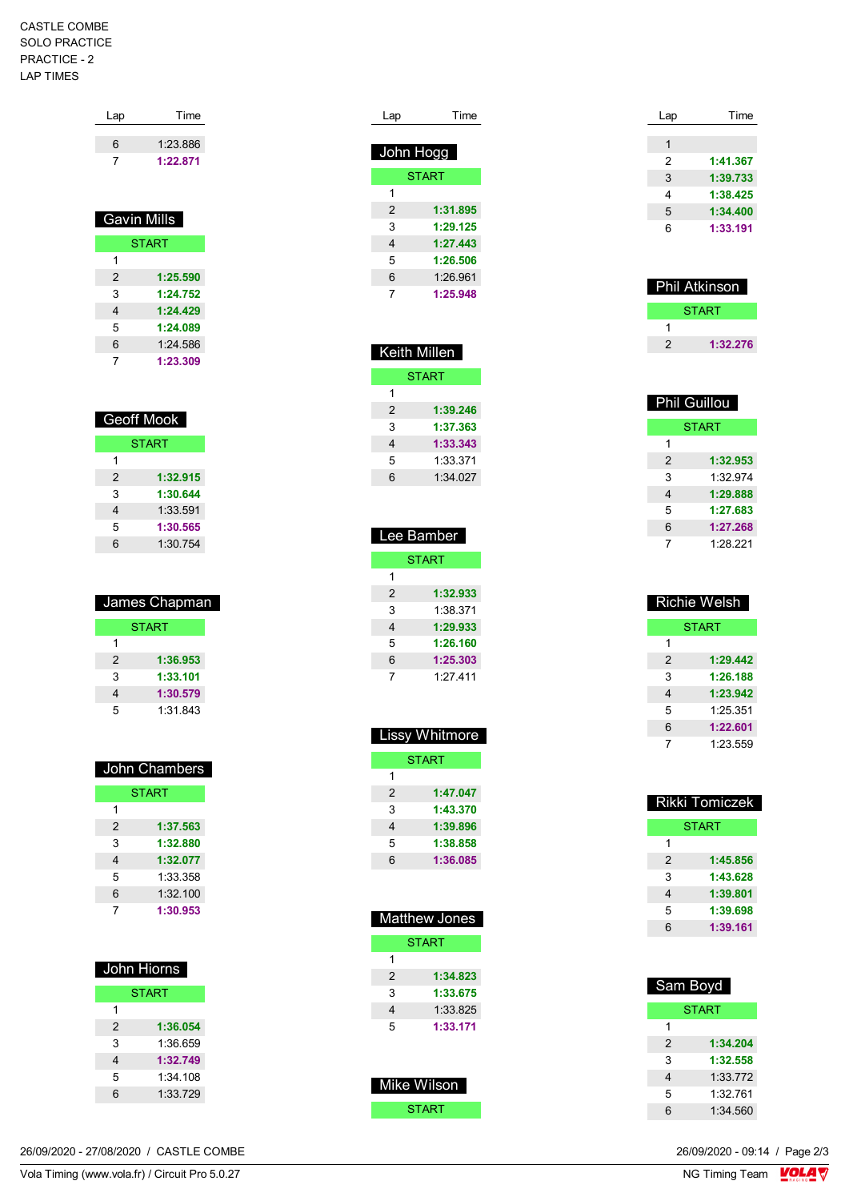CASTLE COMBE
SOLO PRACTICE
PRACTICE - 2
LAP TIMES

| Lap | Time |
|---|---|
| 6 | 1:23.886 |
| 7 | **1:22.871** |

## Gavin Mills

| Lap | Time |
|---|---|
| START | |
| 1 | |
| 2 | **1:25.590** |
| 3 | **1:24.752** |
| 4 | **1:24.429** |
| 5 | **1:24.089** |
| 6 | 1:24.586 |
| 7 | **1:23.309** |

## Geoff Mook

| Lap | Time |
|---|---|
| START | |
| 1 | |
| 2 | **1:32.915** |
| 3 | **1:30.644** |
| 4 | 1:33.591 |
| 5 | **1:30.565** |
| 6 | 1:30.754 |

## James Chapman

| Lap | Time |
|---|---|
| START | |
| 1 | |
| 2 | **1:36.953** |
| 3 | **1:33.101** |
| 4 | **1:30.579** |
| 5 | 1:31.843 |

## John Chambers

| Lap | Time |
|---|---|
| START | |
| 1 | |
| 2 | **1:37.563** |
| 3 | **1:32.880** |
| 4 | **1:32.077** |
| 5 | 1:33.358 |
| 6 | 1:32.100 |
| 7 | **1:30.953** |

## John Hiorns

| Lap | Time |
|---|---|
| START | |
| 1 | |
| 2 | **1:36.054** |
| 3 | 1:36.659 |
| 4 | **1:32.749** |
| 5 | 1:34.108 |
| 6 | 1:33.729 |

## John Hogg

| Lap | Time |
|---|---|
| START | |
| 1 | |
| 2 | **1:31.895** |
| 3 | **1:29.125** |
| 4 | **1:27.443** |
| 5 | **1:26.506** |
| 6 | 1:26.961 |
| 7 | **1:25.948** |

## Keith Millen

| Lap | Time |
|---|---|
| START | |
| 1 | |
| 2 | **1:39.246** |
| 3 | **1:37.363** |
| 4 | **1:33.343** |
| 5 | 1:33.371 |
| 6 | 1:34.027 |

## Lee Bamber

| Lap | Time |
|---|---|
| START | |
| 1 | |
| 2 | **1:32.933** |
| 3 | 1:38.371 |
| 4 | **1:29.933** |
| 5 | **1:26.160** |
| 6 | **1:25.303** |
| 7 | 1:27.411 |

## Lissy Whitmore

| Lap | Time |
|---|---|
| START | |
| 1 | |
| 2 | **1:47.047** |
| 3 | **1:43.370** |
| 4 | **1:39.896** |
| 5 | **1:38.858** |
| 6 | **1:36.085** |

## Matthew Jones

| Lap | Time |
|---|---|
| START | |
| 1 | |
| 2 | **1:34.823** |
| 3 | **1:33.675** |
| 4 | 1:33.825 |
| 5 | **1:33.171** |

## Mike Wilson

| Lap | Time |
|---|---|
| START | |
| 1 | |
| 2 | **1:41.367** |
| 3 | **1:39.733** |
| 4 | **1:38.425** |
| 5 | **1:34.400** |
| 6 | **1:33.191** |

## Phil Atkinson

| Lap | Time |
|---|---|
| START | |
| 1 | |
| 2 | **1:32.276** |

## Phil Guillou

| Lap | Time |
|---|---|
| START | |
| 1 | |
| 2 | **1:32.953** |
| 3 | 1:32.974 |
| 4 | **1:29.888** |
| 5 | **1:27.683** |
| 6 | **1:27.268** |
| 7 | 1:28.221 |

## Richie Welsh

| Lap | Time |
|---|---|
| START | |
| 1 | |
| 2 | **1:29.442** |
| 3 | **1:26.188** |
| 4 | **1:23.942** |
| 5 | 1:25.351 |
| 6 | **1:22.601** |
| 7 | 1:23.559 |

## Rikki Tomiczek

| Lap | Time |
|---|---|
| START | |
| 1 | |
| 2 | **1:45.856** |
| 3 | **1:43.628** |
| 4 | **1:39.801** |
| 5 | **1:39.698** |
| 6 | **1:39.161** |

## Sam Boyd

| Lap | Time |
|---|---|
| START | |
| 1 | |
| 2 | **1:34.204** |
| 3 | **1:32.558** |
| 4 | 1:33.772 |
| 5 | 1:32.761 |
| 6 | 1:34.560 |

26/09/2020 - 27/08/2020 / CASTLE COMBE

26/09/2020 - 09:14

Vola Timing (www.vola.fr) / Circuit Pro 5.0.27

NG Timing Team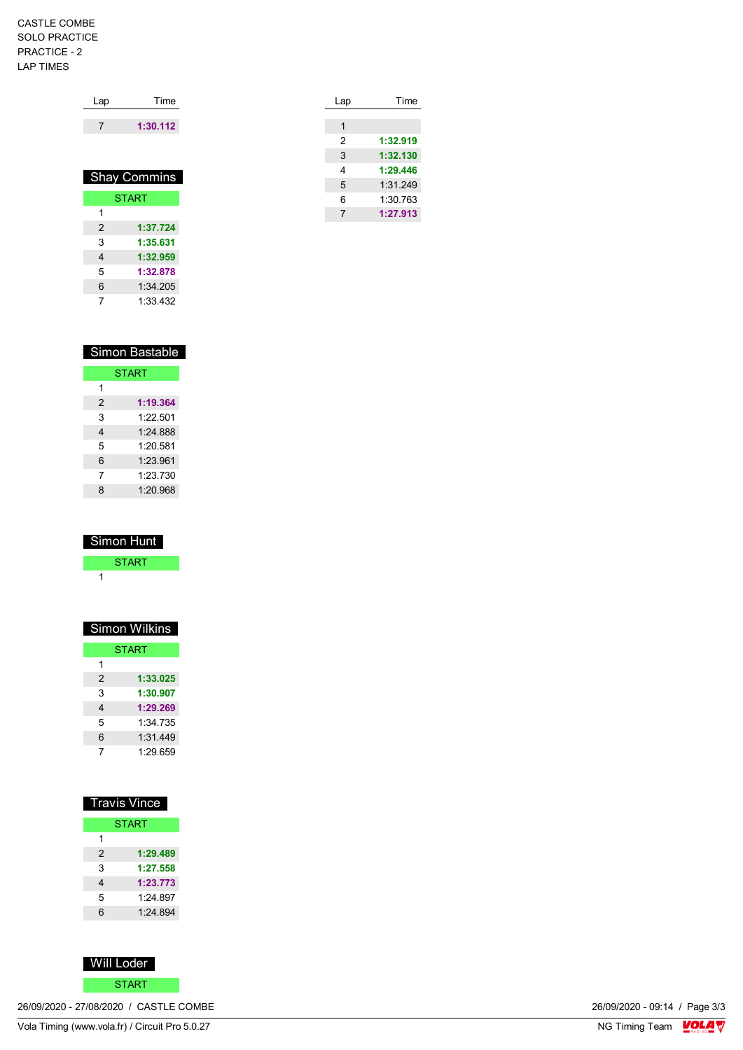CASTLE COMBE
SOLO PRACTICE
PRACTICE - 2
LAP TIMES

| Lap | Time |
|---|---|
| 7 | **1:30.112** |

## Shay Commins

| Lap | Time |
|---|---|
| START | |
| 1 | |
| 2 | **1:37.724** |
| 3 | **1:35.631** |
| 4 | **1:32.959** |
| 5 | **1:32.878** |
| 6 | 1:34.205 |
| 7 | 1:33.432 |

## Simon Bastable

| Lap | Time |
|---|---|
| START | |
| 1 | |
| 2 | **1:19.364** |
| 3 | 1:22.501 |
| 4 | 1:24.888 |
| 5 | 1:20.581 |
| 6 | 1:23.961 |
| 7 | 1:23.730 |
| 8 | 1:20.968 |

## Simon Hunt

| Lap | Time |
|---|---|
| START | |
| 1 | |

## Simon Wilkins

| Lap | Time |
|---|---|
| START | |
| 1 | |
| 2 | **1:33.025** |
| 3 | **1:30.907** |
| 4 | **1:29.269** |
| 5 | 1:34.735 |
| 6 | 1:31.449 |
| 7 | 1:29.659 |

## Travis Vince

| Lap | Time |
|---|---|
| START | |
| 1 | |
| 2 | **1:29.489** |
| 3 | **1:27.558** |
| 4 | **1:23.773** |
| 5 | 1:24.897 |
| 6 | 1:24.894 |

## Will Loder

| Lap | Time |
|---|---|
| START | |
| 1 | |
| 2 | **1:32.919** |
| 3 | **1:32.130** |
| 4 | **1:29.446** |
| 5 | 1:31.249 |
| 6 | 1:30.763 |
| 7 | **1:27.913** |

26/09/2020 - 27/08/2020 / CASTLE COMBE

Vola Timing (www.vola.fr) / Circuit Pro 5.0.27

26/09/2020 - 09:14

NG Timing Team